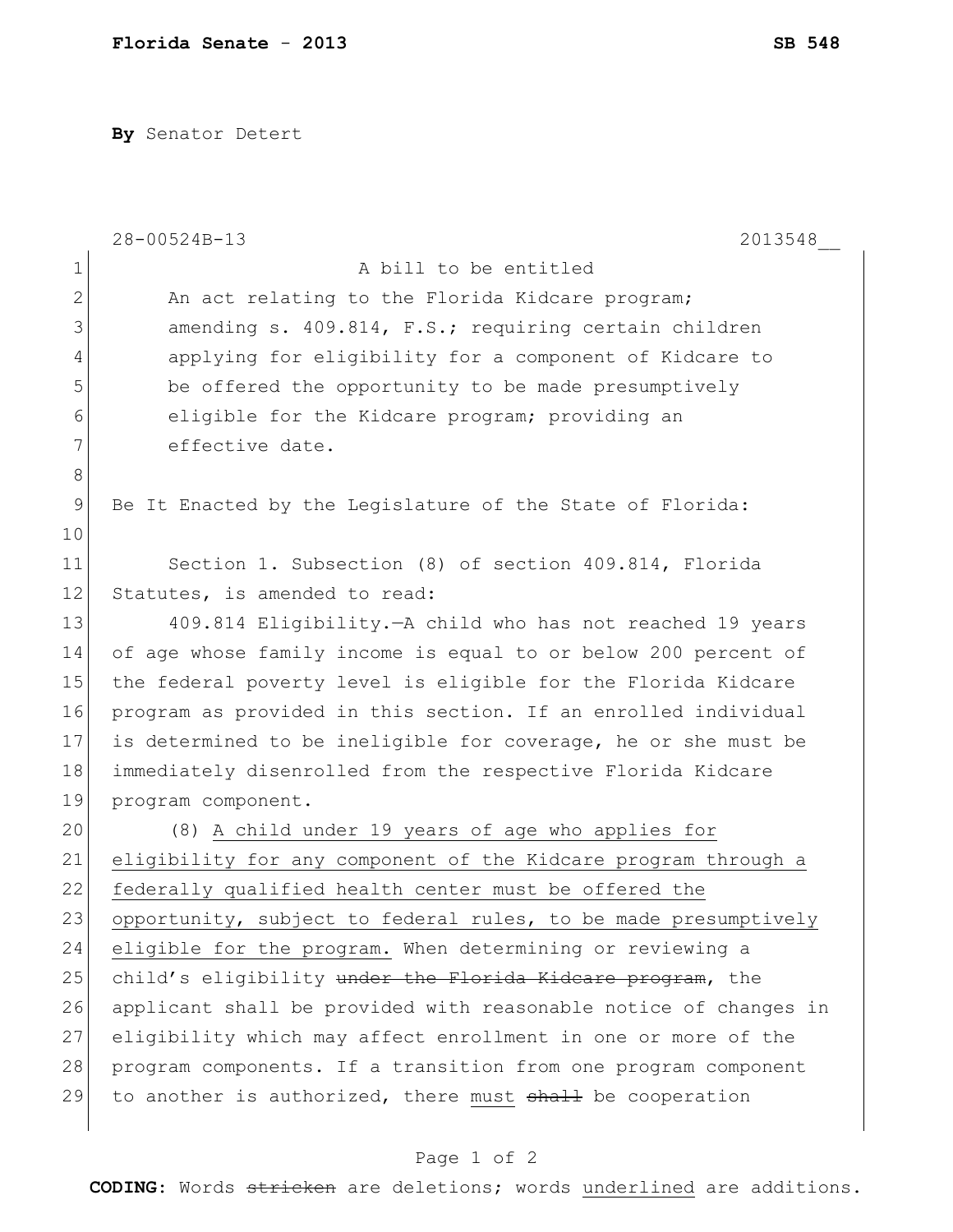**Florida Senate - 2013** **SB 548**

**By** Senator Detert

28-00524B-13 2013548__

1 A bill to be entitled
2 An act relating to the Florida Kidcare program;
3 amending s. 409.814, F.S.; requiring certain children
4 applying for eligibility for a component of Kidcare to
5 be offered the opportunity to be made presumptively
6 eligible for the Kidcare program; providing an
7 effective date.
8
9 Be It Enacted by the Legislature of the State of Florida:
10
11 Section 1. Subsection (8) of section 409.814, Florida
12 Statutes, is amended to read:
13 409.814 Eligibility.—A child who has not reached 19 years
14 of age whose family income is equal to or below 200 percent of
15 the federal poverty level is eligible for the Florida Kidcare
16 program as provided in this section. If an enrolled individual
17 is determined to be ineligible for coverage, he or she must be
18 immediately disenrolled from the respective Florida Kidcare
19 program component.
20 (8) <u>A child under 19 years of age who applies for</u>
21 <u>eligibility for any component of the Kidcare program through a</u>
22 <u>federally qualified health center must be offered the</u>
23 <u>opportunity, subject to federal rules, to be made presumptively</u>
24 <u>eligible for the program.</u> When determining or reviewing a
25 child's eligibility ~~under the Florida Kidcare program~~, the
26 applicant shall be provided with reasonable notice of changes in
27 eligibility which may affect enrollment in one or more of the
28 program components. If a transition from one program component
29 to another is authorized, there <u>must</u> ~~shall~~ be cooperation

**CODING:** Words ~~stricken~~ are deletions; words <u>underlined</u> are additions.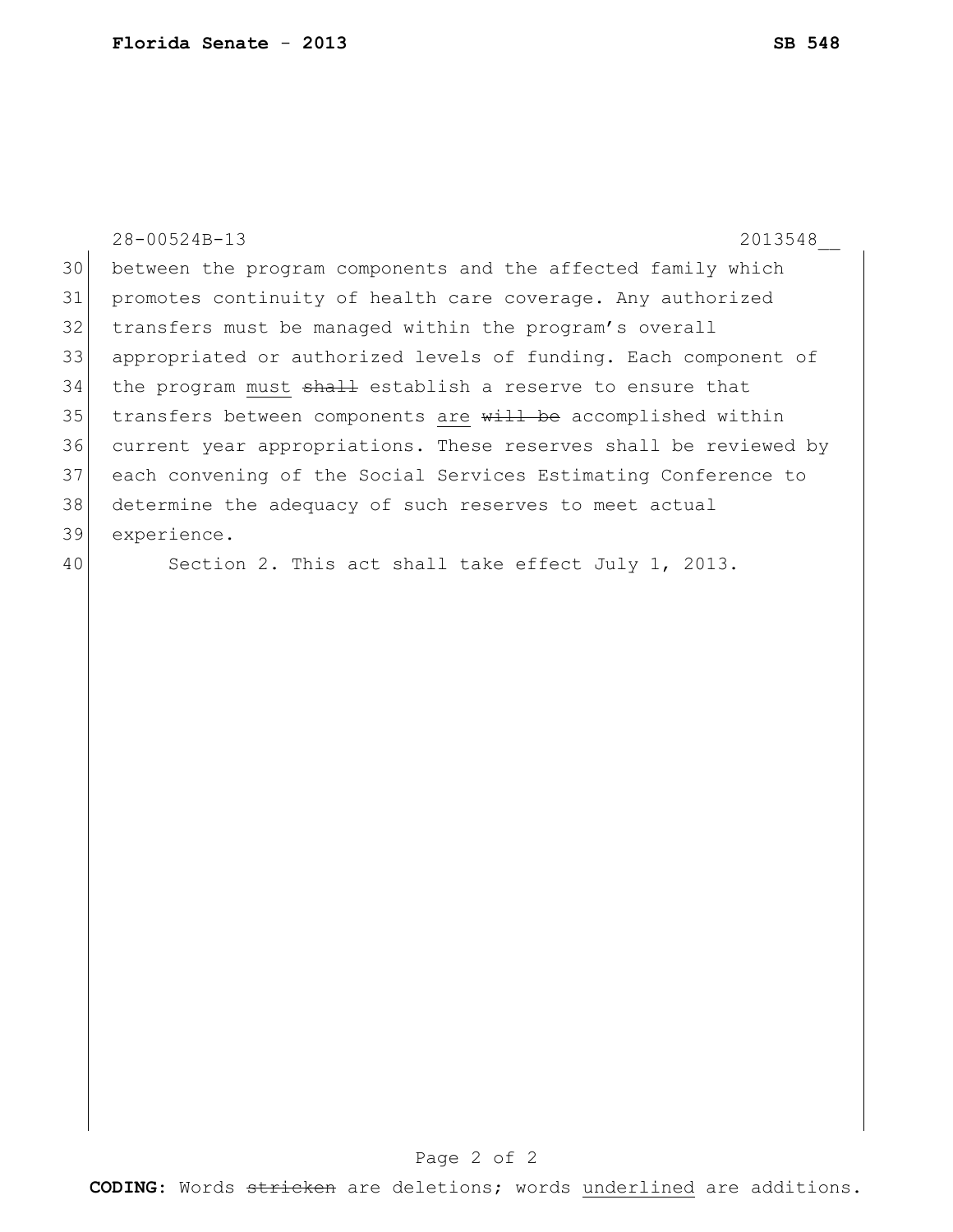28-00524B-13 2013548__

30 between the program components and the affected family which
31 promotes continuity of health care coverage. Any authorized
32 transfers must be managed within the program's overall
33 appropriated or authorized levels of funding. Each component of
34 the program <u>must</u> ~~shall~~ establish a reserve to ensure that
35 transfers between components <u>are</u> ~~will be~~ accomplished within
36 current year appropriations. These reserves shall be reviewed by
37 each convening of the Social Services Estimating Conference to
38 determine the adequacy of such reserves to meet actual
39 experience.
40 Section 2. This act shall take effect July 1, 2013.

**CODING:** Words ~~stricken~~ are deletions; words <u>underlined</u> are additions.